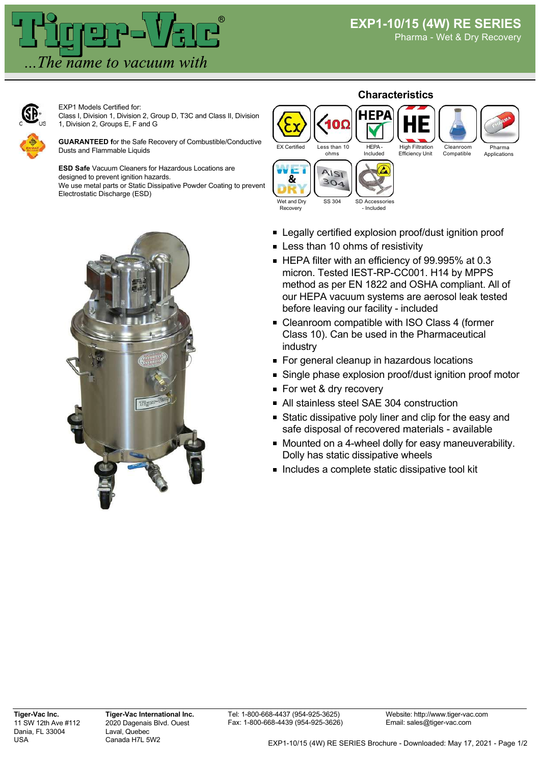# EXP1-10/15 (4W) RE SERIES

Pharma - Wet & Dry Recovery

EXP1 Models Certified for:
Class I, Division 1, Division 2, Group D, T3C and Class II, Division 1, Division 2, Groups E, F and G

**GUARANTEED f**or the Safe Recovery of Combustible/Conductive Dusts and Flammable Liquids

**ESD Safe** Vacuum Cleaners for Hazardous Locations are designed to prevent ignition hazards.
We use metal parts or Static Dissipative Powder Coating to prevent Electrostatic Discharge (ESD)

## Characteristics

EX Certified · Less than 10 ohms · HEPA - Included · High Filtration Efficiency Unit · Cleanroom Compatible · Pharma Applications · Wet and Dry Recovery · SS 304 · SD Accessories - Included

- Legally certified explosion proof/dust ignition proof
- Less than 10 ohms of resistivity
- HEPA filter with an efficiency of 99.995% at 0.3 micron. Tested IEST-RP-CC001. H14 by MPPS method as per EN 1822 and OSHA compliant. All of our HEPA vacuum systems are aerosol leak tested before leaving our facility - included
- Cleanroom compatible with ISO Class 4 (former Class 10). Can be used in the Pharmaceutical industry
- For general cleanup in hazardous locations
- Single phase explosion proof/dust ignition proof motor
- For wet & dry recovery
- All stainless steel SAE 304 construction
- Static dissipative poly liner and clip for the easy and safe disposal of recovered materials - available
- Mounted on a 4-wheel dolly for easy maneuverability. Dolly has static dissipative wheels
- Includes a complete static dissipative tool kit

**Tiger-Vac Inc.**
11 SW 12th Ave #112
Dania, FL 33004
USA

**Tiger-Vac International Inc.**
2020 Dagenais Blvd. Ouest
Laval, Quebec
Canada H7L 5W2

Tel: 1-800-668-4437 (954-925-3625)
Fax: 1-800-668-4439 (954-925-3626)

Website: http://www.tiger-vac.com
Email: sales@tiger-vac.com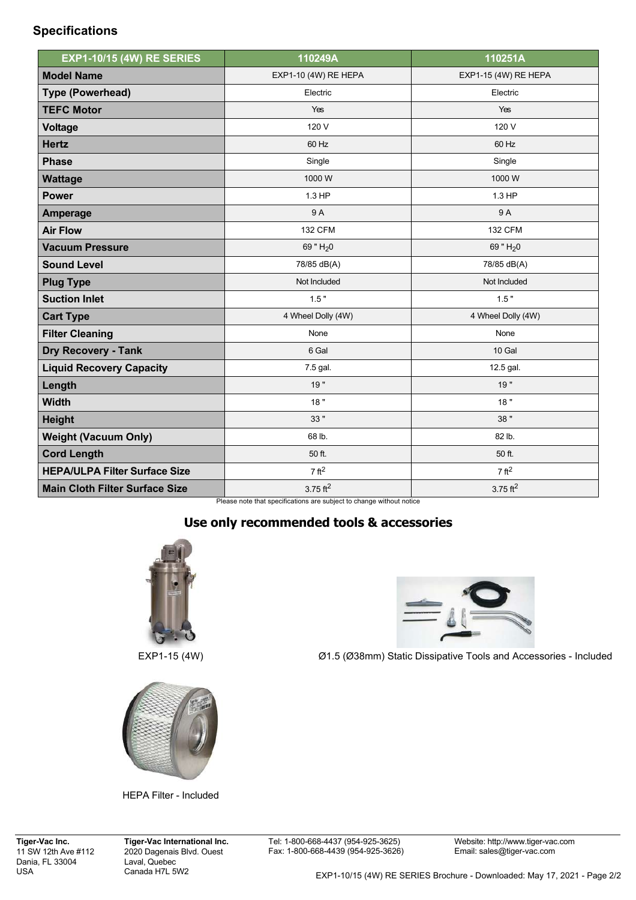## Specifications

| EXP1-10/15 (4W) RE SERIES | 110249A | 110251A |
| --- | --- | --- |
| **Model Name** | EXP1-10 (4W) RE HEPA | EXP1-15 (4W) RE HEPA |
| **Type (Powerhead)** | Electric | Electric |
| **TEFC Motor** | Yes | Yes |
| **Voltage** | 120 V | 120 V |
| **Hertz** | 60 Hz | 60 Hz |
| **Phase** | Single | Single |
| **Wattage** | 1000 W | 1000 W |
| **Power** | 1.3 HP | 1.3 HP |
| **Amperage** | 9 A | 9 A |
| **Air Flow** | 132 CFM | 132 CFM |
| **Vacuum Pressure** | 69 " $H_20$ | 69 " $H_20$ |
| **Sound Level** | 78/85 dB(A) | 78/85 dB(A) |
| **Plug Type** | Not Included | Not Included |
| **Suction Inlet** | 1.5 " | 1.5 " |
| **Cart Type** | 4 Wheel Dolly (4W) | 4 Wheel Dolly (4W) |
| **Filter Cleaning** | None | None |
| **Dry Recovery - Tank** | 6 Gal | 10 Gal |
| **Liquid Recovery Capacity** | 7.5 gal. | 12.5 gal. |
| **Length** | 19 " | 19 " |
| **Width** | 18 " | 18 " |
| **Height** | 33 " | 38 " |
| **Weight (Vacuum Only)** | 68 lb. | 82 lb. |
| **Cord Length** | 50 ft. | 50 ft. |
| **HEPA/ULPA Filter Surface Size** | 7 $ft^2$ | 7 $ft^2$ |
| **Main Cloth Filter Surface Size** | 3.75 $ft^2$ | 3.75 $ft^2$ |

Please note that specifications are subject to change without notice

## Use only recommended tools & accessories

EXP1-15 (4W)

Ø1.5 (Ø38mm) Static Dissipative Tools and Accessories - Included

HEPA Filter - Included

**Tiger-Vac Inc.**
11 SW 12th Ave #112
Dania, FL 33004
USA

**Tiger-Vac International Inc.**
2020 Dagenais Blvd. Ouest
Laval, Quebec
Canada H7L 5W2

Tel: 1-800-668-4437 (954-925-3625)
Fax: 1-800-668-4439 (954-925-3626)

Website: http://www.tiger-vac.com
Email: sales@tiger-vac.com